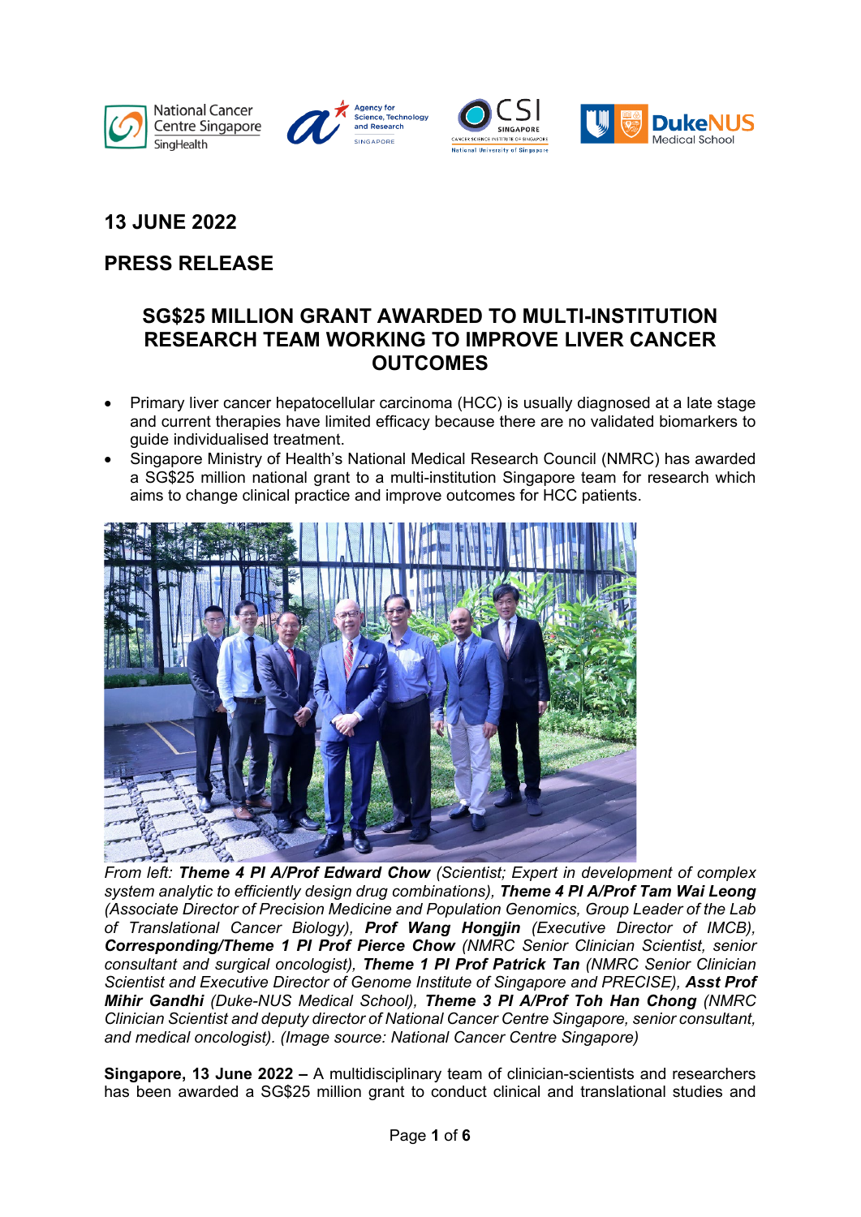**13 JUNE 2022**

**PRESS RELEASE**

# SG$25 MILLION GRANT AWARDED TO MULTI-INSTITUTION RESEARCH TEAM WORKING TO IMPROVE LIVER CANCER OUTCOMES

- Primary liver cancer hepatocellular carcinoma (HCC) is usually diagnosed at a late stage and current therapies have limited efficacy because there are no validated biomarkers to guide individualised treatment.
- Singapore Ministry of Health's National Medical Research Council (NMRC) has awarded a SG$25 million national grant to a multi-institution Singapore team for research which aims to change clinical practice and improve outcomes for HCC patients.

*From left: **Theme 4 PI A/Prof Edward Chow** (Scientist; Expert in development of complex system analytic to efficiently design drug combinations), **Theme 4 PI A/Prof Tam Wai Leong** (Associate Director of Precision Medicine and Population Genomics, Group Leader of the Lab of Translational Cancer Biology), **Prof Wang Hongjin** (Executive Director of IMCB), **Corresponding/Theme 1 PI Prof Pierce Chow** (NMRC Senior Clinician Scientist, senior consultant and surgical oncologist), **Theme 1 PI Prof Patrick Tan** (NMRC Senior Clinician Scientist and Executive Director of Genome Institute of Singapore and PRECISE), **Asst Prof Mihir Gandhi** (Duke-NUS Medical School), **Theme 3 PI A/Prof Toh Han Chong** (NMRC Clinician Scientist and deputy director of National Cancer Centre Singapore, senior consultant, and medical oncologist). (Image source: National Cancer Centre Singapore)*

**Singapore, 13 June 2022 –** A multidisciplinary team of clinician-scientists and researchers has been awarded a SG$25 million grant to conduct clinical and translational studies and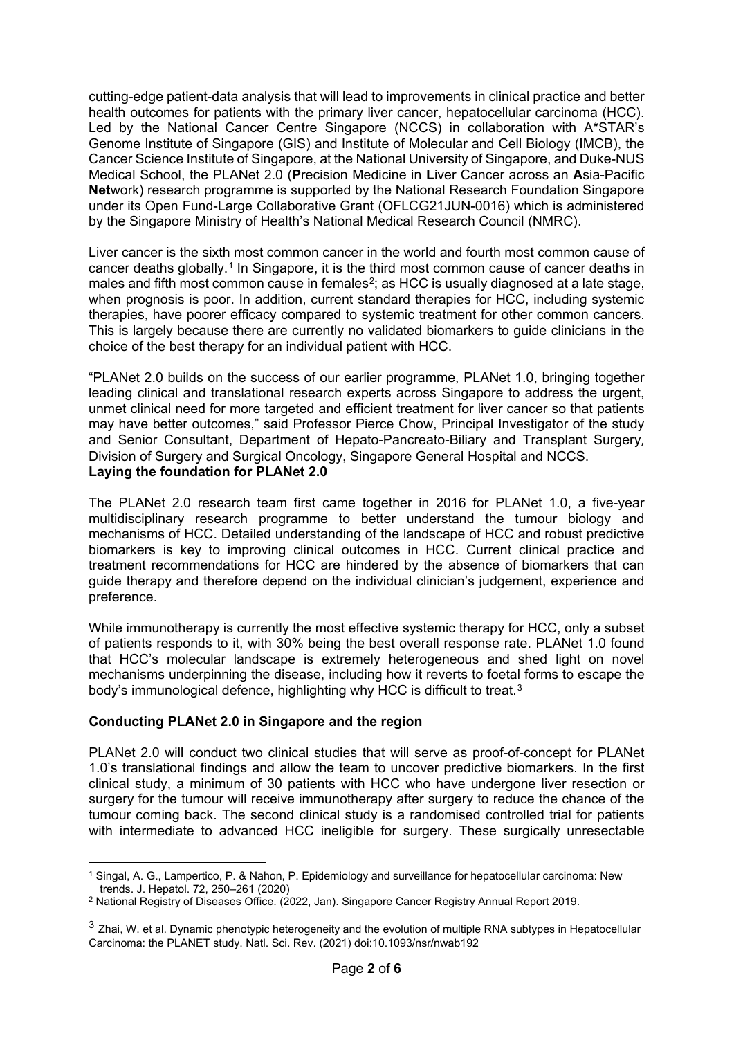cutting-edge patient-data analysis that will lead to improvements in clinical practice and better health outcomes for patients with the primary liver cancer, hepatocellular carcinoma (HCC). Led by the National Cancer Centre Singapore (NCCS) in collaboration with A*STAR's Genome Institute of Singapore (GIS) and Institute of Molecular and Cell Biology (IMCB), the Cancer Science Institute of Singapore, at the National University of Singapore, and Duke-NUS Medical School, the PLANet 2.0 (**P**recision Medicine in **L**iver Cancer across an **A**sia-Pacific **Net**work) research programme is supported by the National Research Foundation Singapore under its Open Fund-Large Collaborative Grant (OFLCG21JUN-0016) which is administered by the Singapore Ministry of Health's National Medical Research Council (NMRC).

Liver cancer is the sixth most common cancer in the world and fourth most common cause of cancer deaths globally.[1] In Singapore, it is the third most common cause of cancer deaths in males and fifth most common cause in females[2]; as HCC is usually diagnosed at a late stage, when prognosis is poor. In addition, current standard therapies for HCC, including systemic therapies, have poorer efficacy compared to systemic treatment for other common cancers. This is largely because there are currently no validated biomarkers to guide clinicians in the choice of the best therapy for an individual patient with HCC.

"PLANet 2.0 builds on the success of our earlier programme, PLANet 1.0, bringing together leading clinical and translational research experts across Singapore to address the urgent, unmet clinical need for more targeted and efficient treatment for liver cancer so that patients may have better outcomes," said Professor Pierce Chow, Principal Investigator of the study and Senior Consultant, Department of Hepato-Pancreato-Biliary and Transplant Surgery, Division of Surgery and Surgical Oncology, Singapore General Hospital and NCCS.

**Laying the foundation for PLANet 2.0**

The PLANet 2.0 research team first came together in 2016 for PLANet 1.0, a five-year multidisciplinary research programme to better understand the tumour biology and mechanisms of HCC. Detailed understanding of the landscape of HCC and robust predictive biomarkers is key to improving clinical outcomes in HCC. Current clinical practice and treatment recommendations for HCC are hindered by the absence of biomarkers that can guide therapy and therefore depend on the individual clinician's judgement, experience and preference.

While immunotherapy is currently the most effective systemic therapy for HCC, only a subset of patients responds to it, with 30% being the best overall response rate. PLANet 1.0 found that HCC's molecular landscape is extremely heterogeneous and shed light on novel mechanisms underpinning the disease, including how it reverts to foetal forms to escape the body's immunological defence, highlighting why HCC is difficult to treat.[3]

**Conducting PLANet 2.0 in Singapore and the region**

PLANet 2.0 will conduct two clinical studies that will serve as proof-of-concept for PLANet 1.0's translational findings and allow the team to uncover predictive biomarkers. In the first clinical study, a minimum of 30 patients with HCC who have undergone liver resection or surgery for the tumour will receive immunotherapy after surgery to reduce the chance of the tumour coming back. The second clinical study is a randomised controlled trial for patients with intermediate to advanced HCC ineligible for surgery. These surgically unresectable

---

[1] Singal, A. G., Lampertico, P. & Nahon, P. Epidemiology and surveillance for hepatocellular carcinoma: New trends. J. Hepatol. 72, 250–261 (2020)

[2] National Registry of Diseases Office. (2022, Jan). Singapore Cancer Registry Annual Report 2019.

[3] Zhai, W. et al. Dynamic phenotypic heterogeneity and the evolution of multiple RNA subtypes in Hepatocellular Carcinoma: the PLANET study. Natl. Sci. Rev. (2021) doi:10.1093/nsr/nwab192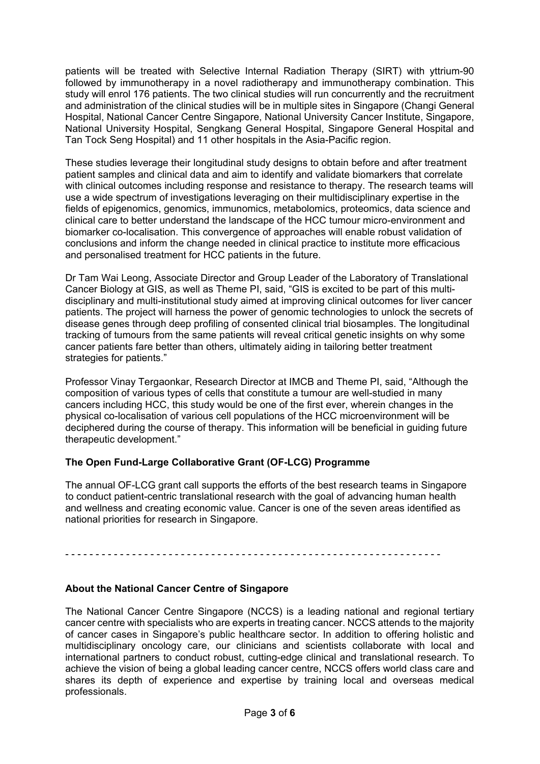patients will be treated with Selective Internal Radiation Therapy (SIRT) with yttrium-90 followed by immunotherapy in a novel radiotherapy and immunotherapy combination. This study will enrol 176 patients. The two clinical studies will run concurrently and the recruitment and administration of the clinical studies will be in multiple sites in Singapore (Changi General Hospital, National Cancer Centre Singapore, National University Cancer Institute, Singapore, National University Hospital, Sengkang General Hospital, Singapore General Hospital and Tan Tock Seng Hospital) and 11 other hospitals in the Asia-Pacific region.

These studies leverage their longitudinal study designs to obtain before and after treatment patient samples and clinical data and aim to identify and validate biomarkers that correlate with clinical outcomes including response and resistance to therapy. The research teams will use a wide spectrum of investigations leveraging on their multidisciplinary expertise in the fields of epigenomics, genomics, immunomics, metabolomics, proteomics, data science and clinical care to better understand the landscape of the HCC tumour micro-environment and biomarker co-localisation. This convergence of approaches will enable robust validation of conclusions and inform the change needed in clinical practice to institute more efficacious and personalised treatment for HCC patients in the future.

Dr Tam Wai Leong, Associate Director and Group Leader of the Laboratory of Translational Cancer Biology at GIS, as well as Theme PI, said, "GIS is excited to be part of this multi-disciplinary and multi-institutional study aimed at improving clinical outcomes for liver cancer patients. The project will harness the power of genomic technologies to unlock the secrets of disease genes through deep profiling of consented clinical trial biosamples. The longitudinal tracking of tumours from the same patients will reveal critical genetic insights on why some cancer patients fare better than others, ultimately aiding in tailoring better treatment strategies for patients."

Professor Vinay Tergaonkar, Research Director at IMCB and Theme PI, said, "Although the composition of various types of cells that constitute a tumour are well-studied in many cancers including HCC, this study would be one of the first ever, wherein changes in the physical co-localisation of various cell populations of the HCC microenvironment will be deciphered during the course of therapy. This information will be beneficial in guiding future therapeutic development."

**The Open Fund-Large Collaborative Grant (OF-LCG) Programme**

The annual OF-LCG grant call supports the efforts of the best research teams in Singapore to conduct patient-centric translational research with the goal of advancing human health and wellness and creating economic value. Cancer is one of the seven areas identified as national priorities for research in Singapore.

- - - - - - - - - - - - - - - - - - - - - - - - - - - - - - - - - - - - - - - - - - - - - - - - - - - - - - - - - - - - - - -

**About the National Cancer Centre of Singapore**

The National Cancer Centre Singapore (NCCS) is a leading national and regional tertiary cancer centre with specialists who are experts in treating cancer. NCCS attends to the majority of cancer cases in Singapore's public healthcare sector. In addition to offering holistic and multidisciplinary oncology care, our clinicians and scientists collaborate with local and international partners to conduct robust, cutting-edge clinical and translational research. To achieve the vision of being a global leading cancer centre, NCCS offers world class care and shares its depth of experience and expertise by training local and overseas medical professionals.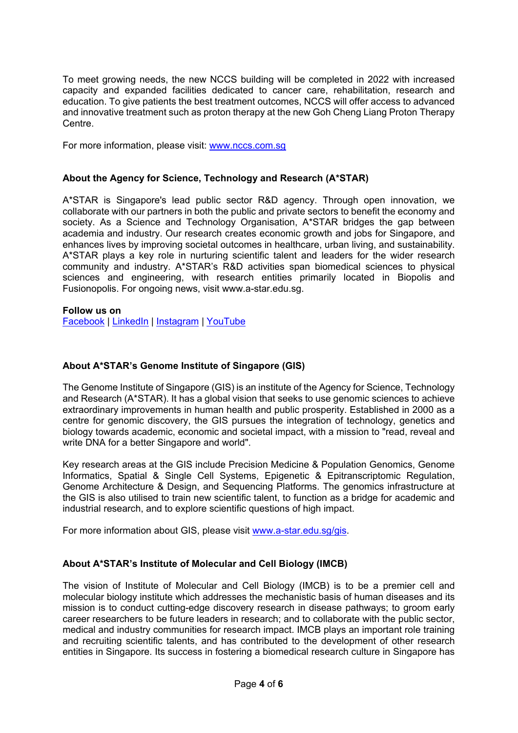To meet growing needs, the new NCCS building will be completed in 2022 with increased capacity and expanded facilities dedicated to cancer care, rehabilitation, research and education. To give patients the best treatment outcomes, NCCS will offer access to advanced and innovative treatment such as proton therapy at the new Goh Cheng Liang Proton Therapy Centre.

For more information, please visit: [www.nccs.com.sg](www.nccs.com.sg)

**About the Agency for Science, Technology and Research (A*STAR)**

A*STAR is Singapore's lead public sector R&D agency. Through open innovation, we collaborate with our partners in both the public and private sectors to benefit the economy and society. As a Science and Technology Organisation, A*STAR bridges the gap between academia and industry. Our research creates economic growth and jobs for Singapore, and enhances lives by improving societal outcomes in healthcare, urban living, and sustainability. A*STAR plays a key role in nurturing scientific talent and leaders for the wider research community and industry. A*STAR's R&D activities span biomedical sciences to physical sciences and engineering, with research entities primarily located in Biopolis and Fusionopolis. For ongoing news, visit www.a-star.edu.sg.

**Follow us on**
Facebook | LinkedIn | Instagram | YouTube

**About A*STAR's Genome Institute of Singapore (GIS)**

The Genome Institute of Singapore (GIS) is an institute of the Agency for Science, Technology and Research (A*STAR). It has a global vision that seeks to use genomic sciences to achieve extraordinary improvements in human health and public prosperity. Established in 2000 as a centre for genomic discovery, the GIS pursues the integration of technology, genetics and biology towards academic, economic and societal impact, with a mission to "read, reveal and write DNA for a better Singapore and world".

Key research areas at the GIS include Precision Medicine & Population Genomics, Genome Informatics, Spatial & Single Cell Systems, Epigenetic & Epitranscriptomic Regulation, Genome Architecture & Design, and Sequencing Platforms. The genomics infrastructure at the GIS is also utilised to train new scientific talent, to function as a bridge for academic and industrial research, and to explore scientific questions of high impact.

For more information about GIS, please visit [www.a-star.edu.sg/gis](www.a-star.edu.sg/gis).

**About A*STAR's Institute of Molecular and Cell Biology (IMCB)**

The vision of Institute of Molecular and Cell Biology (IMCB) is to be a premier cell and molecular biology institute which addresses the mechanistic basis of human diseases and its mission is to conduct cutting-edge discovery research in disease pathways; to groom early career researchers to be future leaders in research; and to collaborate with the public sector, medical and industry communities for research impact. IMCB plays an important role training and recruiting scientific talents, and has contributed to the development of other research entities in Singapore. Its success in fostering a biomedical research culture in Singapore has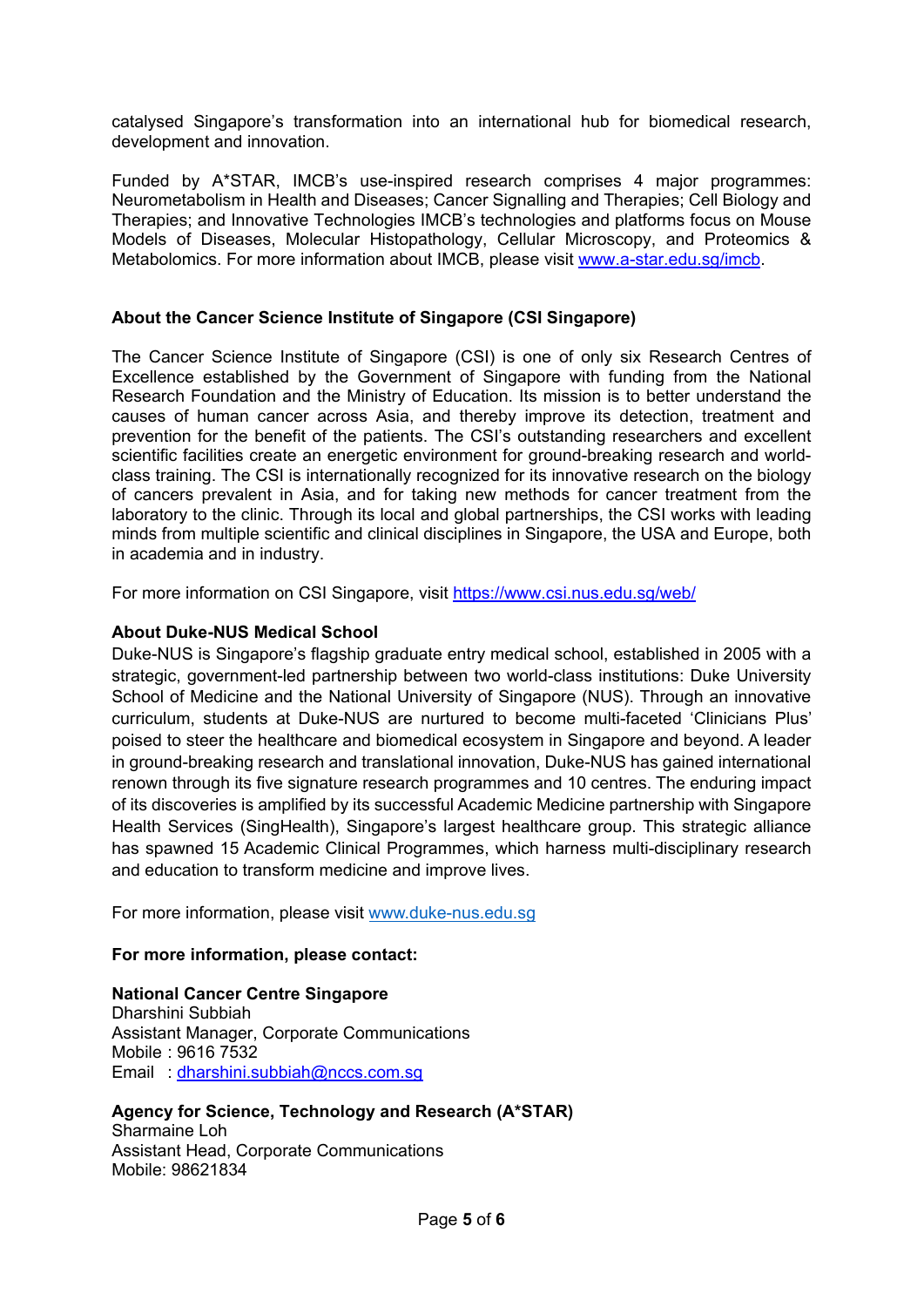catalysed Singapore's transformation into an international hub for biomedical research, development and innovation.

Funded by A*STAR, IMCB's use-inspired research comprises 4 major programmes: Neurometabolism in Health and Diseases; Cancer Signalling and Therapies; Cell Biology and Therapies; and Innovative Technologies IMCB's technologies and platforms focus on Mouse Models of Diseases, Molecular Histopathology, Cellular Microscopy, and Proteomics & Metabolomics. For more information about IMCB, please visit [www.a-star.edu.sg/imcb](www.a-star.edu.sg/imcb).

**About the Cancer Science Institute of Singapore (CSI Singapore)**

The Cancer Science Institute of Singapore (CSI) is one of only six Research Centres of Excellence established by the Government of Singapore with funding from the National Research Foundation and the Ministry of Education. Its mission is to better understand the causes of human cancer across Asia, and thereby improve its detection, treatment and prevention for the benefit of the patients. The CSI's outstanding researchers and excellent scientific facilities create an energetic environment for ground-breaking research and world-class training. The CSI is internationally recognized for its innovative research on the biology of cancers prevalent in Asia, and for taking new methods for cancer treatment from the laboratory to the clinic. Through its local and global partnerships, the CSI works with leading minds from multiple scientific and clinical disciplines in Singapore, the USA and Europe, both in academia and in industry.

For more information on CSI Singapore, visit [https://www.csi.nus.edu.sg/web/](https://www.csi.nus.edu.sg/web/)

**About Duke-NUS Medical School**

Duke-NUS is Singapore's flagship graduate entry medical school, established in 2005 with a strategic, government-led partnership between two world-class institutions: Duke University School of Medicine and the National University of Singapore (NUS). Through an innovative curriculum, students at Duke-NUS are nurtured to become multi-faceted 'Clinicians Plus' poised to steer the healthcare and biomedical ecosystem in Singapore and beyond. A leader in ground-breaking research and translational innovation, Duke-NUS has gained international renown through its five signature research programmes and 10 centres. The enduring impact of its discoveries is amplified by its successful Academic Medicine partnership with Singapore Health Services (SingHealth), Singapore's largest healthcare group. This strategic alliance has spawned 15 Academic Clinical Programmes, which harness multi-disciplinary research and education to transform medicine and improve lives.

For more information, please visit [www.duke-nus.edu.sg](www.duke-nus.edu.sg)

**For more information, please contact:**

**National Cancer Centre Singapore**
Dharshini Subbiah
Assistant Manager, Corporate Communications
Mobile : 9616 7532
Email : [dharshini.subbiah@nccs.com.sg](mailto:dharshini.subbiah@nccs.com.sg)

**Agency for Science, Technology and Research (A*STAR)**
Sharmaine Loh
Assistant Head, Corporate Communications
Mobile: 98621834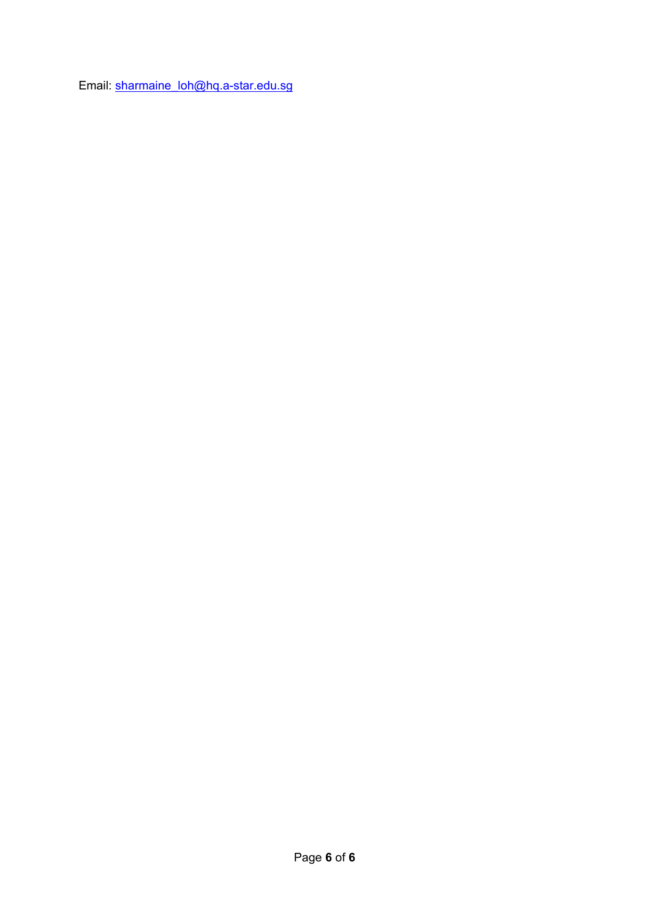Email: sharmaine_loh@hq.a-star.edu.sg